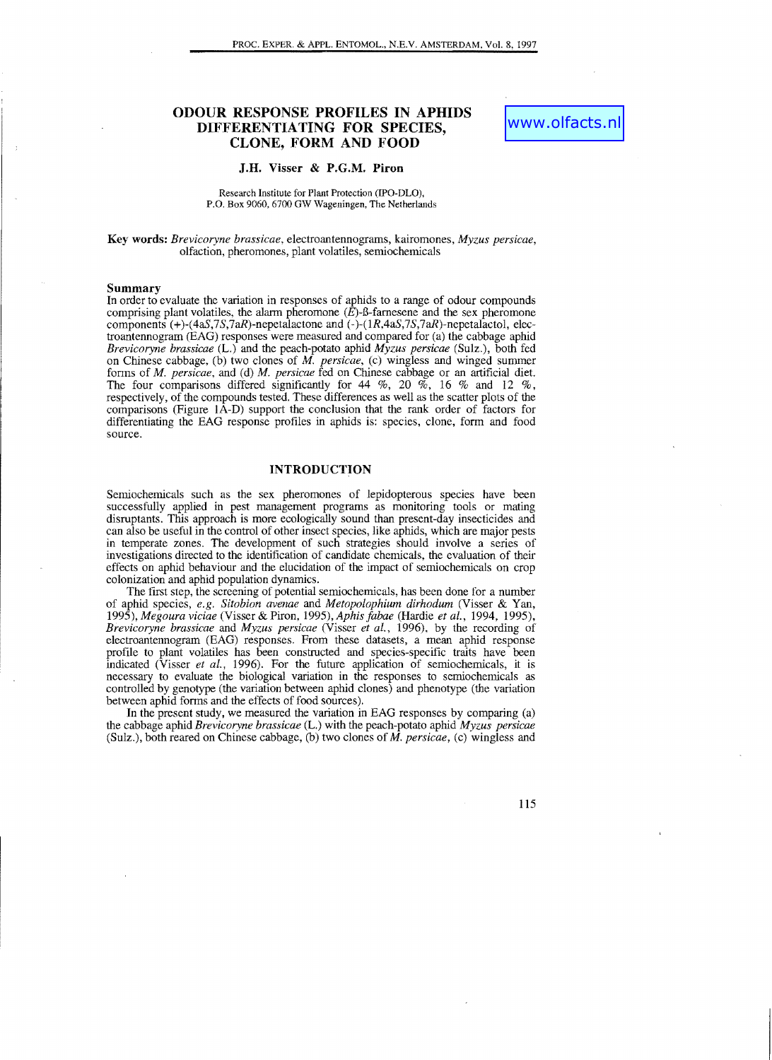# ODOUR RESPONSE PROFILES IN APHIDS DIFFERENTIATING FOR SPECIES, CLONE, FORM AND FOOD

www.olfacts.nl

**J.H. Visser & P.G.M. Piron**

Research Institute for Plant Protection (IPO-DLO),
P.O. Box 9060, 6700 GW Wageningen, The Netherlands

**Key words:** *Brevicoryne brassicae*, electroantennograms, kairomones, *Myzus persicae*, olfaction, pheromones, plant volatiles, semiochemicals

## Summary

In order to evaluate the variation in responses of aphids to a range of odour compounds comprising plant volatiles, the alarm pheromone (*E*)-ß-farnesene and the sex pheromone components (+)-(4a*S*,7*S*,7a*R*)-nepetalactone and (-)-(1*R*,4a*S*,7*S*,7a*R*)-nepetalactol, electroantennogram (EAG) responses were measured and compared for (a) the cabbage aphid *Brevicoryne brassicae* (L.) and the peach-potato aphid *Myzus persicae* (Sulz.), both fed on Chinese cabbage, (b) two clones of *M. persicae*, (c) wingless and winged summer forms of *M. persicae*, and (d) *M. persicae* fed on Chinese cabbage or an artificial diet. The four comparisons differed significantly for 44 %, 20 %, 16 % and 12 %, respectively, of the compounds tested. These differences as well as the scatter plots of the comparisons (Figure 1A-D) support the conclusion that the rank order of factors for differentiating the EAG response profiles in aphids is: species, clone, form and food source.

## INTRODUCTION

Semiochemicals such as the sex pheromones of lepidopterous species have been successfully applied in pest management programs as monitoring tools or mating disruptants. This approach is more ecologically sound than present-day insecticides and can also be useful in the control of other insect species, like aphids, which are major pests in temperate zones. The development of such strategies should involve a series of investigations directed to the identification of candidate chemicals, the evaluation of their effects on aphid behaviour and the elucidation of the impact of semiochemicals on crop colonization and aphid population dynamics.

The first step, the screening of potential semiochemicals, has been done for a number of aphid species, *e.g. Sitobion avenae* and *Metopolophium dirhodum* (Visser & Yan, 1995), *Megoura viciae* (Visser & Piron, 1995), *Aphis fabae* (Hardie *et al.*, 1994, 1995), *Brevicoryne brassicae* and *Myzus persicae* (Visser *et al.*, 1996), by the recording of electroantennogram (EAG) responses. From these datasets, a mean aphid response profile to plant volatiles has been constructed and species-specific traits have been indicated (Visser *et al.*, 1996). For the future application of semiochemicals, it is necessary to evaluate the biological variation in the responses to semiochemicals as controlled by genotype (the variation between aphid clones) and phenotype (the variation between aphid forms and the effects of food sources).

In the present study, we measured the variation in EAG responses by comparing (a) the cabbage aphid *Brevicoryne brassicae* (L.) with the peach-potato aphid *Myzus persicae* (Sulz.), both reared on Chinese cabbage, (b) two clones of *M. persicae*, (c) wingless and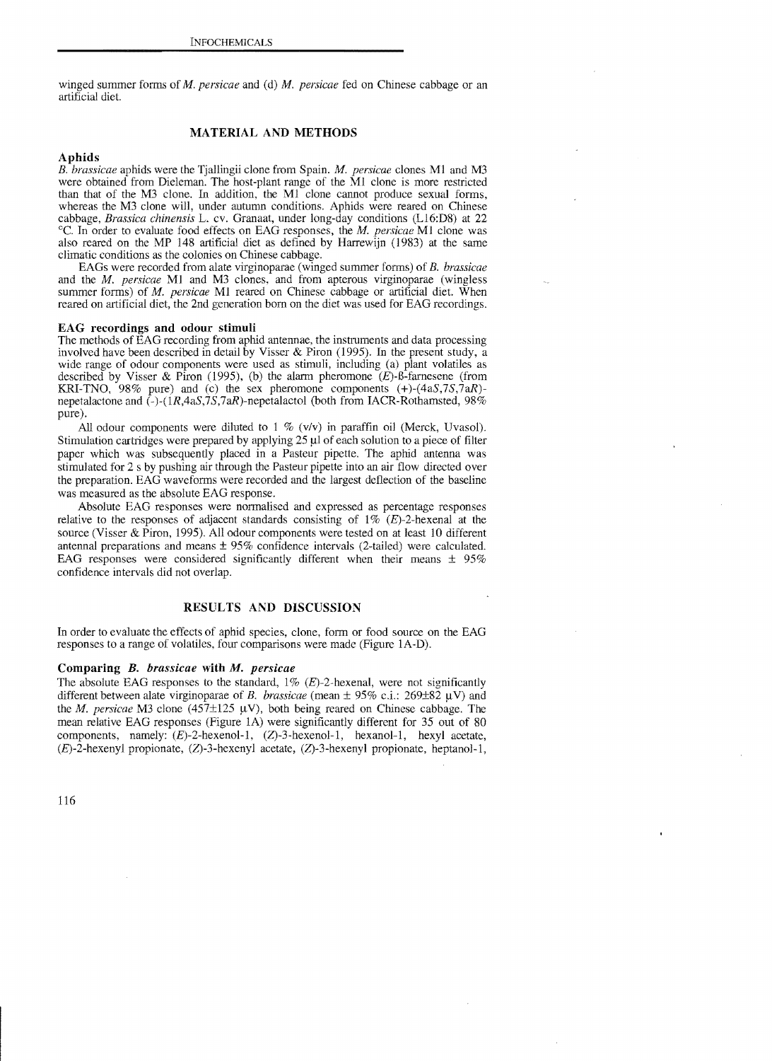winged summer forms of *M. persicae* and (d) *M. persicae* fed on Chinese cabbage or an artificial diet.

## MATERIAL AND METHODS

### Aphids

*B. brassicae* aphids were the Tjallingii clone from Spain. *M. persicae* clones M1 and M3 were obtained from Dieleman. The host-plant range of the M1 clone is more restricted than that of the M3 clone. In addition, the M1 clone cannot produce sexual forms, whereas the M3 clone will, under autumn conditions. Aphids were reared on Chinese cabbage, *Brassica chinensis* L. cv. Granaat, under long-day conditions (L16:D8) at 22 °C. In order to evaluate food effects on EAG responses, the *M. persicae* M1 clone was also reared on the MP 148 artificial diet as defined by Harrewijn (1983) at the same climatic conditions as the colonies on Chinese cabbage.

EAGs were recorded from alate virginoparae (winged summer forms) of *B. brassicae* and the *M. persicae* M1 and M3 clones, and from apterous virginoparae (wingless summer forms) of *M. persicae* M1 reared on Chinese cabbage or artificial diet. When reared on artificial diet, the 2nd generation born on the diet was used for EAG recordings.

### EAG recordings and odour stimuli

The methods of EAG recording from aphid antennae, the instruments and data processing involved have been described in detail by Visser & Piron (1995). In the present study, a wide range of odour components were used as stimuli, including (a) plant volatiles as described by Visser & Piron (1995), (b) the alarm pheromone (*E*)-ß-farnesene (from KRI-TNO, 98% pure) and (c) the sex pheromone components (+)-(4a*S*,7*S*,7a*R*)-nepetalactone and (-)-(1*R*,4a*S*,7*S*,7a*R*)-nepetalactol (both from IACR-Rothamsted, 98% pure).

All odour components were diluted to 1 % (v/v) in paraffin oil (Merck, Uvasol). Stimulation cartridges were prepared by applying 25 µl of each solution to a piece of filter paper which was subsequently placed in a Pasteur pipette. The aphid antenna was stimulated for 2 s by pushing air through the Pasteur pipette into an air flow directed over the preparation. EAG waveforms were recorded and the largest deflection of the baseline was measured as the absolute EAG response.

Absolute EAG responses were normalised and expressed as percentage responses relative to the responses of adjacent standards consisting of 1% (*E*)-2-hexenal at the source (Visser & Piron, 1995). All odour components were tested on at least 10 different antennal preparations and means ± 95% confidence intervals (2-tailed) were calculated. EAG responses were considered significantly different when their means ± 95% confidence intervals did not overlap.

## RESULTS AND DISCUSSION

In order to evaluate the effects of aphid species, clone, form or food source on the EAG responses to a range of volatiles, four comparisons were made (Figure 1A-D).

### Comparing *B. brassicae* with *M. persicae*

The absolute EAG responses to the standard, 1% (*E*)-2-hexenal, were not significantly different between alate virginoparae of *B. brassicae* (mean ± 95% c.i.: 269±82 µV) and the *M. persicae* M3 clone (457±125 µV), both being reared on Chinese cabbage. The mean relative EAG responses (Figure 1A) were significantly different for 35 out of 80 components, namely: (*E*)-2-hexenol-1, (*Z*)-3-hexenol-1, hexanol-1, hexyl acetate, (*E*)-2-hexenyl propionate, (*Z*)-3-hexenyl acetate, (*Z*)-3-hexenyl propionate, heptanol-1,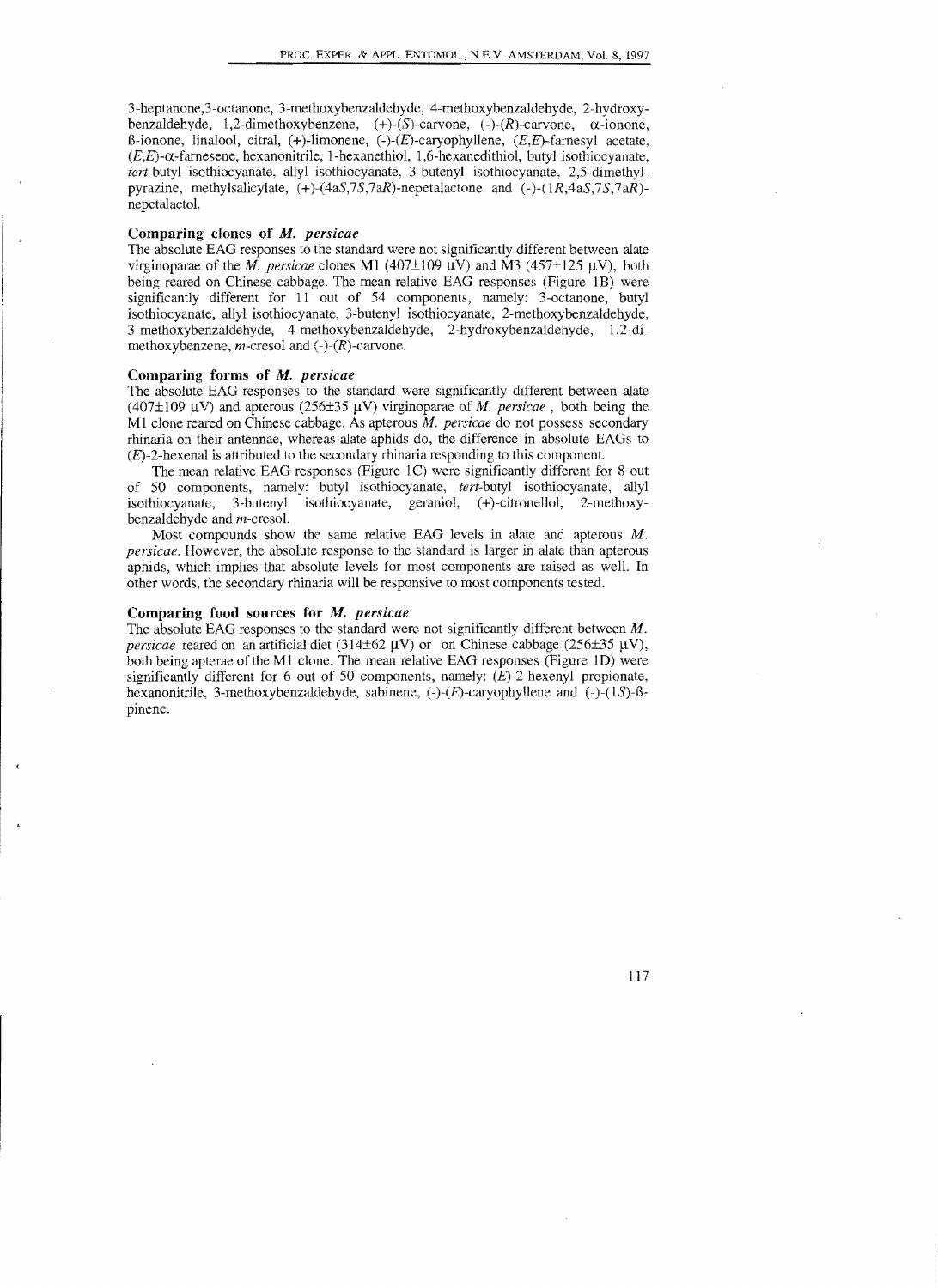3-heptanone,3-octanone, 3-methoxybenzaldehyde, 4-methoxybenzaldehyde, 2-hydroxybenzaldehyde, 1,2-dimethoxybenzene, (+)-(*S*)-carvone, (-)-(*R*)-carvone, α-ionone, ß-ionone, linalool, citral, (+)-limonene, (-)-(*E*)-caryophyllene, (*E*,*E*)-farnesyl acetate, (*E*,*E*)-α-farnesene, hexanonitrile, 1-hexanethiol, 1,6-hexanedithiol, butyl isothiocyanate, *tert*-butyl isothiocyanate, allyl isothiocyanate, 3-butenyl isothiocyanate, 2,5-dimethylpyrazine, methylsalicylate, (+)-(4a*S*,7*S*,7a*R*)-nepetalactone and (-)-(1*R*,4a*S*,7*S*,7a*R*)-nepetalactol.

### Comparing clones of *M. persicae*

The absolute EAG responses to the standard were not significantly different between alate virginoparae of the *M. persicae* clones M1 (407±109 μV) and M3 (457±125 μV), both being reared on Chinese cabbage. The mean relative EAG responses (Figure 1B) were significantly different for 11 out of 54 components, namely: 3-octanone, butyl isothiocyanate, allyl isothiocyanate, 3-butenyl isothiocyanate, 2-methoxybenzaldehyde, 3-methoxybenzaldehyde, 4-methoxybenzaldehyde, 2-hydroxybenzaldehyde, 1,2-dimethoxybenzene, *m*-cresol and (-)-(*R*)-carvone.

### Comparing forms of *M. persicae*

The absolute EAG responses to the standard were significantly different between alate (407±109 μV) and apterous (256±35 μV) virginoparae of *M. persicae*, both being the M1 clone reared on Chinese cabbage. As apterous *M. persicae* do not possess secondary rhinaria on their antennae, whereas alate aphids do, the difference in absolute EAGs to (*E*)-2-hexenal is attributed to the secondary rhinaria responding to this component.

The mean relative EAG responses (Figure 1C) were significantly different for 8 out of 50 components, namely: butyl isothiocyanate, *tert*-butyl isothiocyanate, allyl isothiocyanate, 3-butenyl isothiocyanate, geraniol, (+)-citronellol, 2-methoxybenzaldehyde and *m*-cresol.

Most compounds show the same relative EAG levels in alate and apterous *M. persicae*. However, the absolute response to the standard is larger in alate than apterous aphids, which implies that absolute levels for most components are raised as well. In other words, the secondary rhinaria will be responsive to most components tested.

### Comparing food sources for *M. persicae*

The absolute EAG responses to the standard were not significantly different between *M. persicae* reared on an artificial diet (314±62 μV) or on Chinese cabbage (256±35 μV), both being apterae of the M1 clone. The mean relative EAG responses (Figure 1D) were significantly different for 6 out of 50 components, namely: (*E*)-2-hexenyl propionate, hexanonitrile, 3-methoxybenzaldehyde, sabinene, (-)-(*E*)-caryophyllene and (-)-(1*S*)-ß-pinene.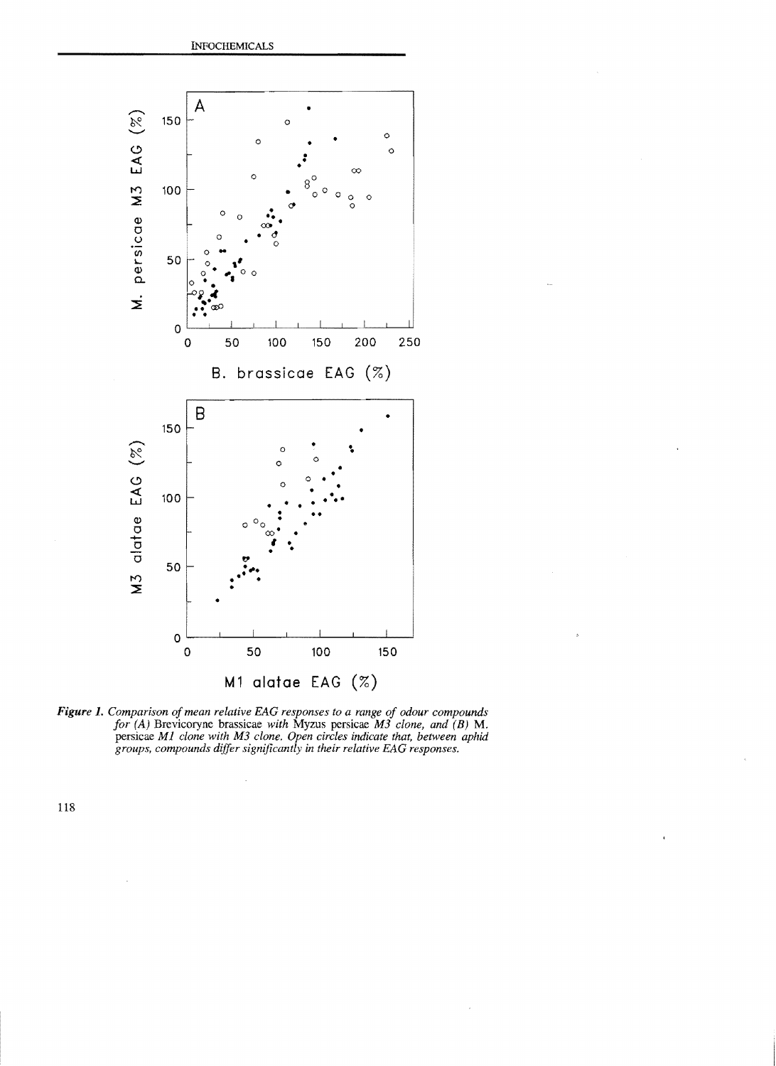*Figure 1. Comparison of mean relative EAG responses to a range of odour compounds for (A)* Brevicoryne brassicae *with* Myzus persicae *M3 clone, and (B)* M. persicae *M1 clone with M3 clone. Open circles indicate that, between aphid groups, compounds differ significantly in their relative EAG responses.*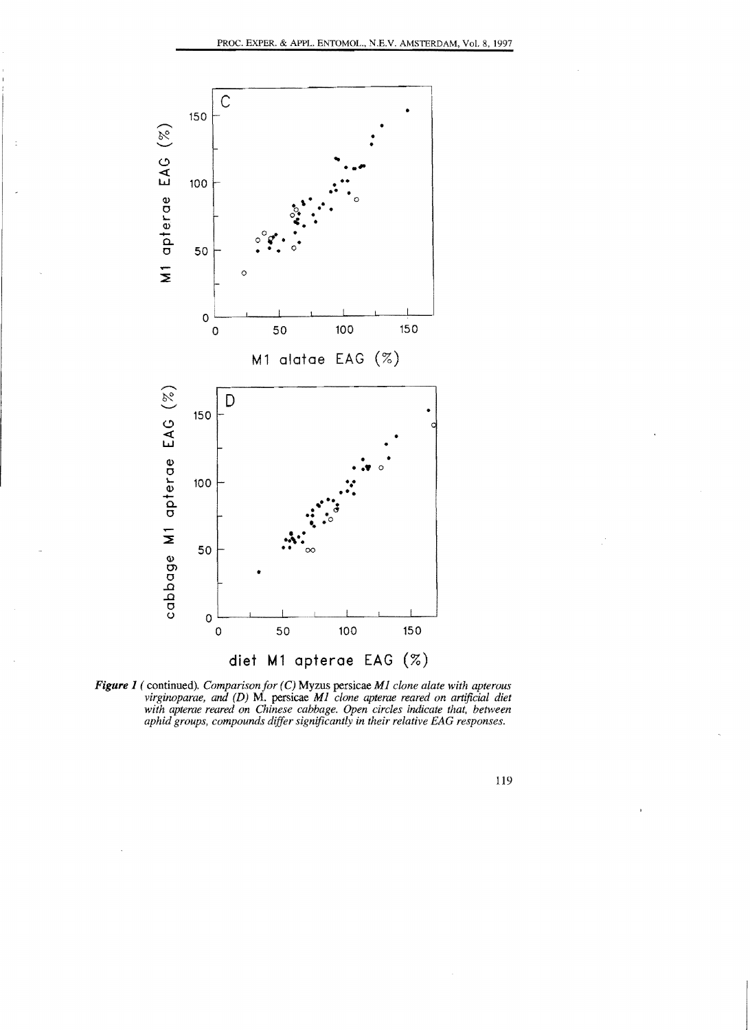***Figure 1*** *(* continued). *Comparison for (C)* Myzus persicae *M1 clone alate with apterous virginoparae, and (D)* M. persicae *M1 clone apterae reared on artificial diet with apterae reared on Chinese cabbage. Open circles indicate that, between aphid groups, compounds differ significantly in their relative EAG responses.*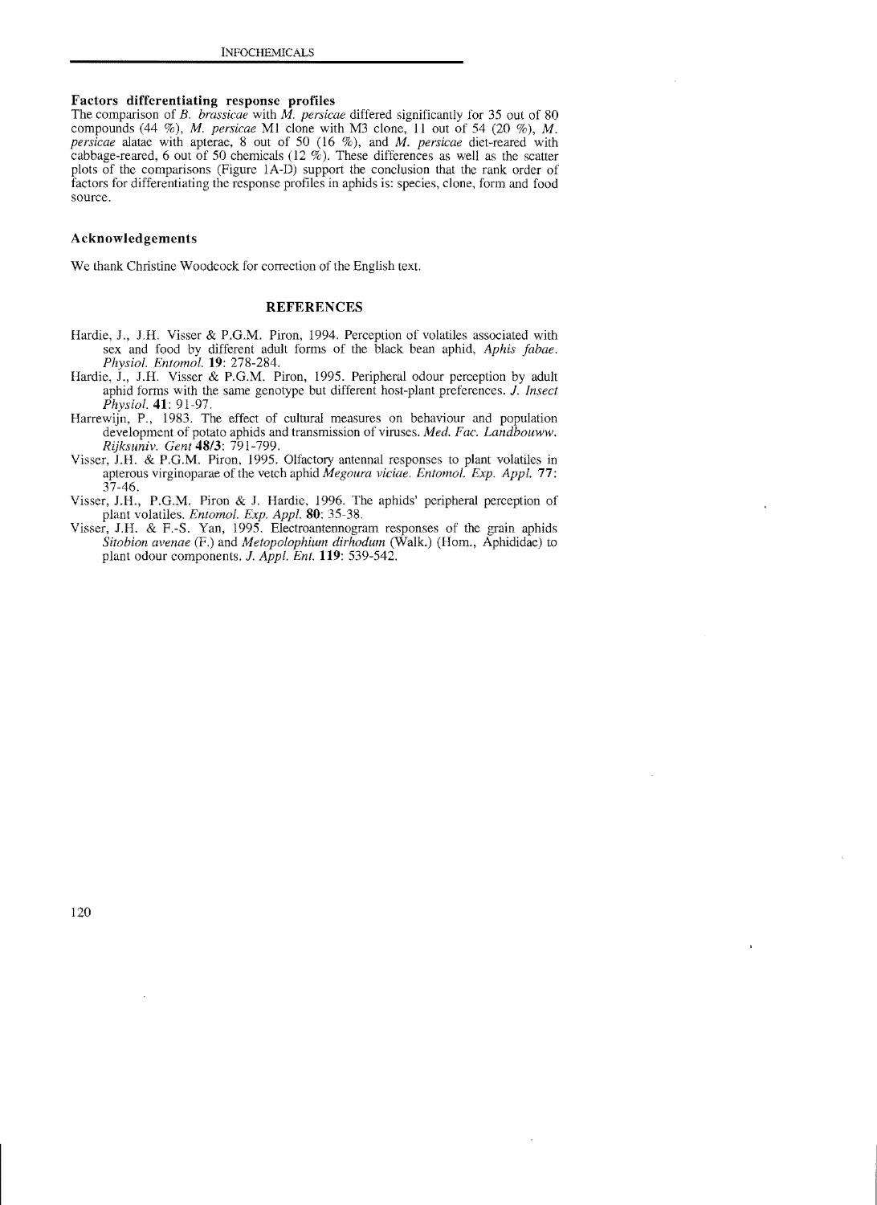### Factors differentiating response profiles

The comparison of *B. brassicae* with *M. persicae* differed significantly for 35 out of 80 compounds (44 %), *M. persicae* M1 clone with M3 clone, 11 out of 54 (20 %), *M. persicae* alatae with apterae, 8 out of 50 (16 %), and *M. persicae* diet-reared with cabbage-reared, 6 out of 50 chemicals (12 %). These differences as well as the scatter plots of the comparisons (Figure 1A-D) support the conclusion that the rank order of factors for differentiating the response profiles in aphids is: species, clone, form and food source.

### Acknowledgements

We thank Christine Woodcock for correction of the English text.

## REFERENCES

Hardie, J., J.H. Visser & P.G.M. Piron, 1994. Perception of volatiles associated with sex and food by different adult forms of the black bean aphid, *Aphis fabae*. *Physiol. Entomol.* **19**: 278-284.

Hardie, J., J.H. Visser & P.G.M. Piron, 1995. Peripheral odour perception by adult aphid forms with the same genotype but different host-plant preferences. *J. Insect Physiol.* **41**: 91-97.

Harrewijn, P., 1983. The effect of cultural measures on behaviour and population development of potato aphids and transmission of viruses. *Med. Fac. Landbouww. Rijksuniv. Gent* **48/3**: 791-799.

Visser, J.H. & P.G.M. Piron, 1995. Olfactory antennal responses to plant volatiles in apterous virginoparae of the vetch aphid *Megoura viciae*. *Entomol. Exp. Appl.* **77**: 37-46.

Visser, J.H., P.G.M. Piron & J. Hardie, 1996. The aphids' peripheral perception of plant volatiles. *Entomol. Exp. Appl.* **80**: 35-38.

Visser, J.H. & F.-S. Yan, 1995. Electroantennogram responses of the grain aphids *Sitobion avenae* (F.) and *Metopolophium dirhodum* (Walk.) (Hom., Aphididae) to plant odour components. *J. Appl. Ent.* **119**: 539-542.